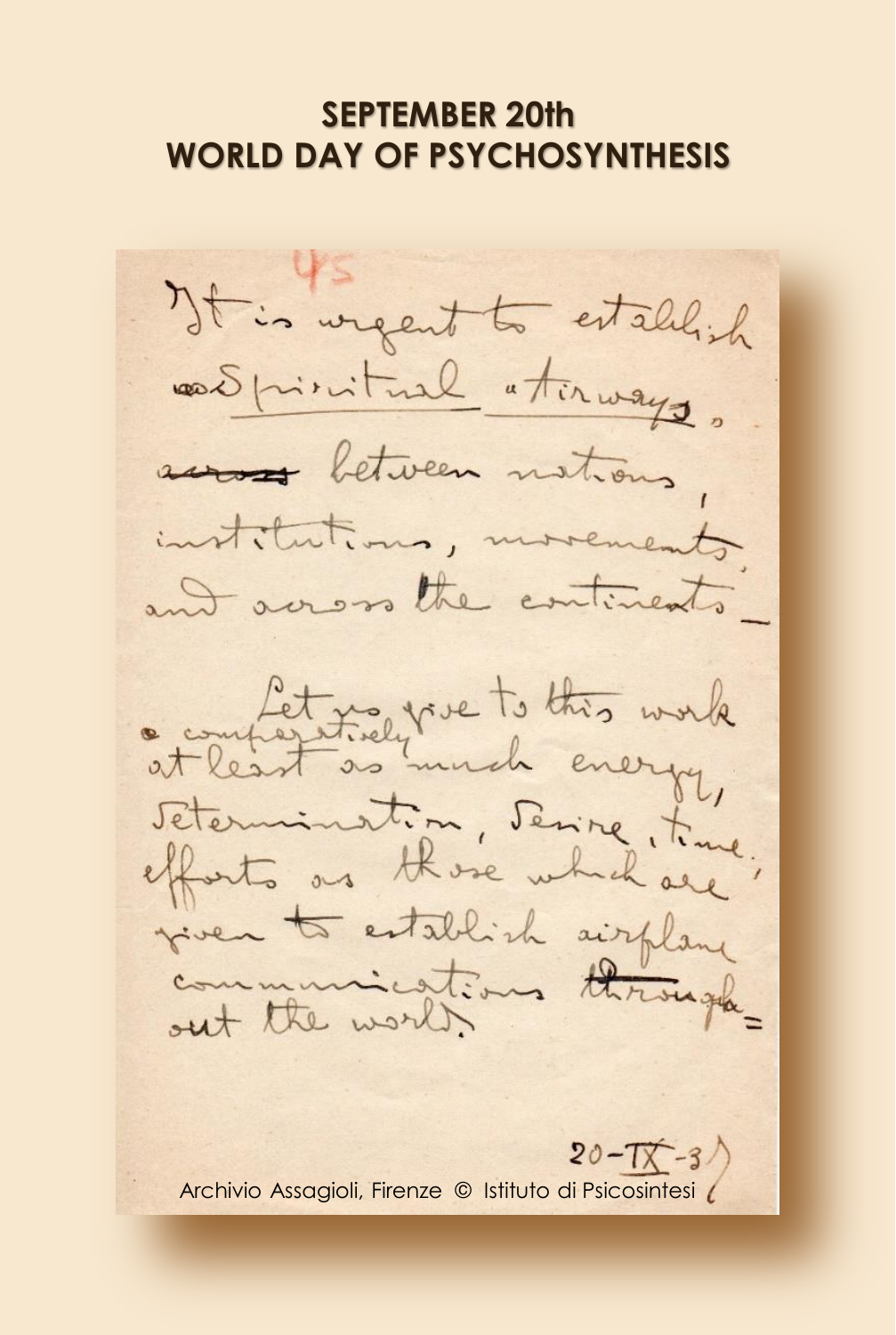# SEPTEMBER 20th
# WORLD DAY OF PSYCHOSYNTHESIS

45

It is urgent to establish Spiritual "Airways" between nations, institutions, movements, and across the continents —

Let us give to this work comparatively at least as much energy, determination, desire, time, efforts as those which are given to establish airplane communications throughout the world.

20-IX-37

Archivio Assagioli, Firenze © Istituto di Psicosintesi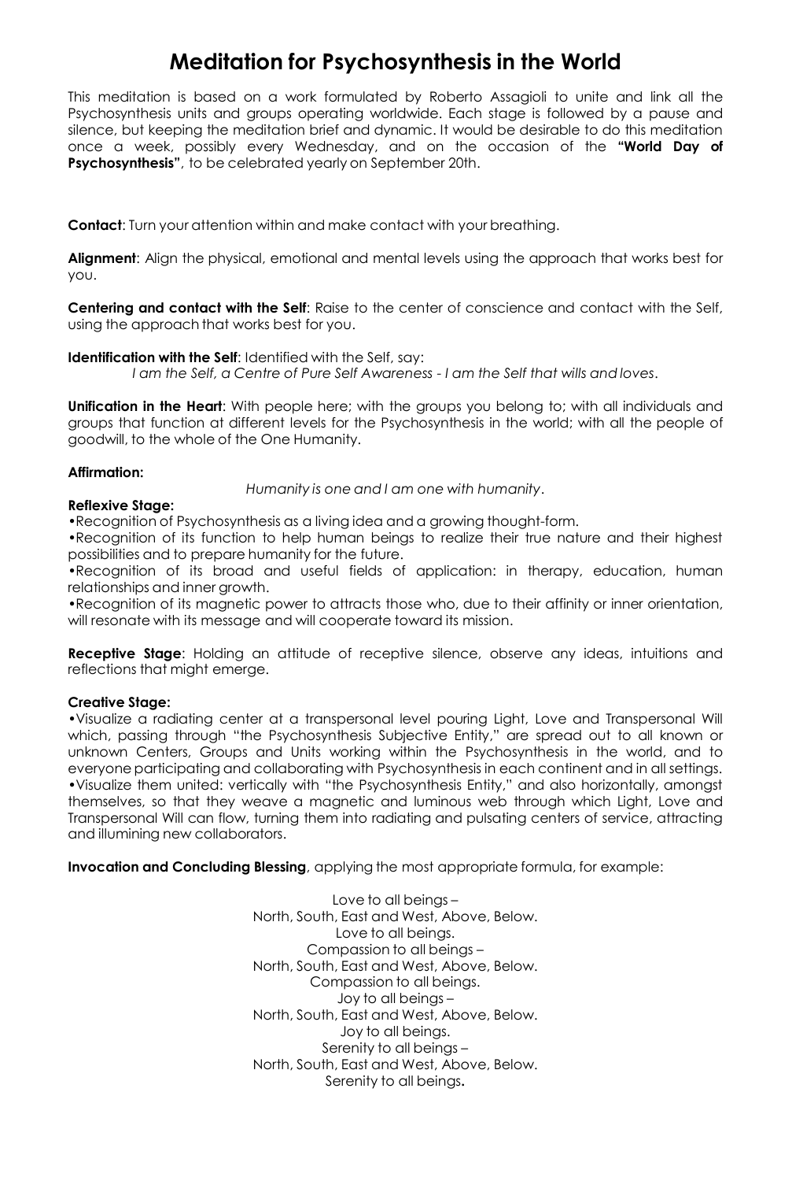# Meditation for Psychosynthesis in the World

This meditation is based on a work formulated by Roberto Assagioli to unite and link all the Psychosynthesis units and groups operating worldwide. Each stage is followed by a pause and silence, but keeping the meditation brief and dynamic. It would be desirable to do this meditation once a week, possibly every Wednesday, and on the occasion of the **"World Day of Psychosynthesis"**, to be celebrated yearly on September 20th.

**Contact**: Turn your attention within and make contact with your breathing.

**Alignment**: Align the physical, emotional and mental levels using the approach that works best for you.

**Centering and contact with the Self**: Raise to the center of conscience and contact with the Self, using the approach that works best for you.

**Identification with the Self**: Identified with the Self, say:

*I am the Self, a Centre of Pure Self Awareness - I am the Self that wills and loves*.

**Unification in the Heart**: With people here; with the groups you belong to; with all individuals and groups that function at different levels for the Psychosynthesis in the world; with all the people of goodwill, to the whole of the One Humanity.

**Affirmation:**

*Humanity is one and I am one with humanity*.

**Reflexive Stage:**

•Recognition of Psychosynthesis as a living idea and a growing thought-form.

•Recognition of its function to help human beings to realize their true nature and their highest possibilities and to prepare humanity for the future.

•Recognition of its broad and useful fields of application: in therapy, education, human relationships and inner growth.

•Recognition of its magnetic power to attracts those who, due to their affinity or inner orientation, will resonate with its message and will cooperate toward its mission.

**Receptive Stage**: Holding an attitude of receptive silence, observe any ideas, intuitions and reflections that might emerge.

**Creative Stage:**

•Visualize a radiating center at a transpersonal level pouring Light, Love and Transpersonal Will which, passing through "the Psychosynthesis Subjective Entity," are spread out to all known or unknown Centers, Groups and Units working within the Psychosynthesis in the world, and to everyone participating and collaborating with Psychosynthesis in each continent and in all settings.

•Visualize them united: vertically with "the Psychosynthesis Entity," and also horizontally, amongst themselves, so that they weave a magnetic and luminous web through which Light, Love and Transpersonal Will can flow, turning them into radiating and pulsating centers of service, attracting and illumining new collaborators.

**Invocation and Concluding Blessing**, applying the most appropriate formula, for example:

Love to all beings –
North, South, East and West, Above, Below.
Love to all beings.
Compassion to all beings –
North, South, East and West, Above, Below.
Compassion to all beings.
Joy to all beings –
North, South, East and West, Above, Below.
Joy to all beings.
Serenity to all beings –
North, South, East and West, Above, Below.
Serenity to all beings**.**